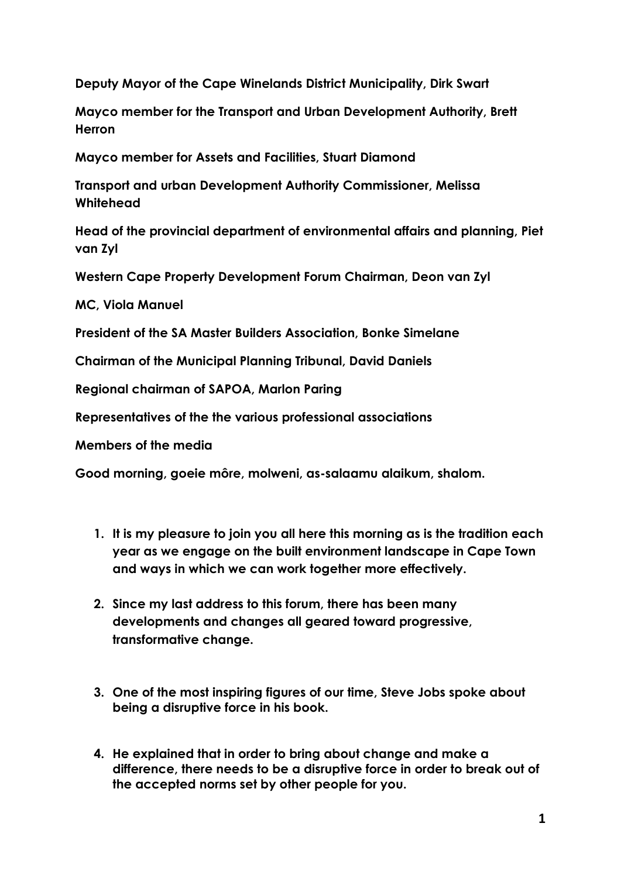**Deputy Mayor of the Cape Winelands District Municipality, Dirk Swart**

**Mayco member for the Transport and Urban Development Authority, Brett Herron**

**Mayco member for Assets and Facilities, Stuart Diamond**

**Transport and urban Development Authority Commissioner, Melissa Whitehead**

**Head of the provincial department of environmental affairs and planning, Piet van Zyl**

**Western Cape Property Development Forum Chairman, Deon van Zyl**

**MC, Viola Manuel**

**President of the SA Master Builders Association, Bonke Simelane**

**Chairman of the Municipal Planning Tribunal, David Daniels**

**Regional chairman of SAPOA, Marlon Paring**

**Representatives of the the various professional associations**

**Members of the media**

**Good morning, goeie môre, molweni, as-salaamu alaikum, shalom.**

1. **It is my pleasure to join you all here this morning as is the tradition each year as we engage on the built environment landscape in Cape Town and ways in which we can work together more effectively.**

2. **Since my last address to this forum, there has been many developments and changes all geared toward progressive, transformative change.**

3. **One of the most inspiring figures of our time, Steve Jobs spoke about being a disruptive force in his book.**

4. **He explained that in order to bring about change and make a difference, there needs to be a disruptive force in order to break out of the accepted norms set by other people for you.**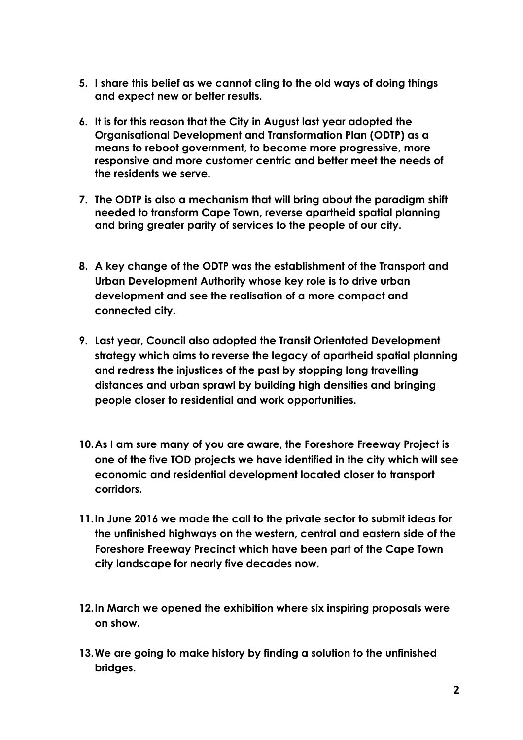5. **I share this belief as we cannot cling to the old ways of doing things and expect new or better results.**

6. **It is for this reason that the City in August last year adopted the Organisational Development and Transformation Plan (ODTP) as a means to reboot government, to become more progressive, more responsive and more customer centric and better meet the needs of the residents we serve.**

7. **The ODTP is also a mechanism that will bring about the paradigm shift needed to transform Cape Town, reverse apartheid spatial planning and bring greater parity of services to the people of our city.**

8. **A key change of the ODTP was the establishment of the Transport and Urban Development Authority whose key role is to drive urban development and see the realisation of a more compact and connected city.**

9. **Last year, Council also adopted the Transit Orientated Development strategy which aims to reverse the legacy of apartheid spatial planning and redress the injustices of the past by stopping long travelling distances and urban sprawl by building high densities and bringing people closer to residential and work opportunities.**

10. **As I am sure many of you are aware, the Foreshore Freeway Project is one of the five TOD projects we have identified in the city which will see economic and residential development located closer to transport corridors.**

11. **In June 2016 we made the call to the private sector to submit ideas for the unfinished highways on the western, central and eastern side of the Foreshore Freeway Precinct which have been part of the Cape Town city landscape for nearly five decades now.**

12. **In March we opened the exhibition where six inspiring proposals were on show.**

13. **We are going to make history by finding a solution to the unfinished bridges.**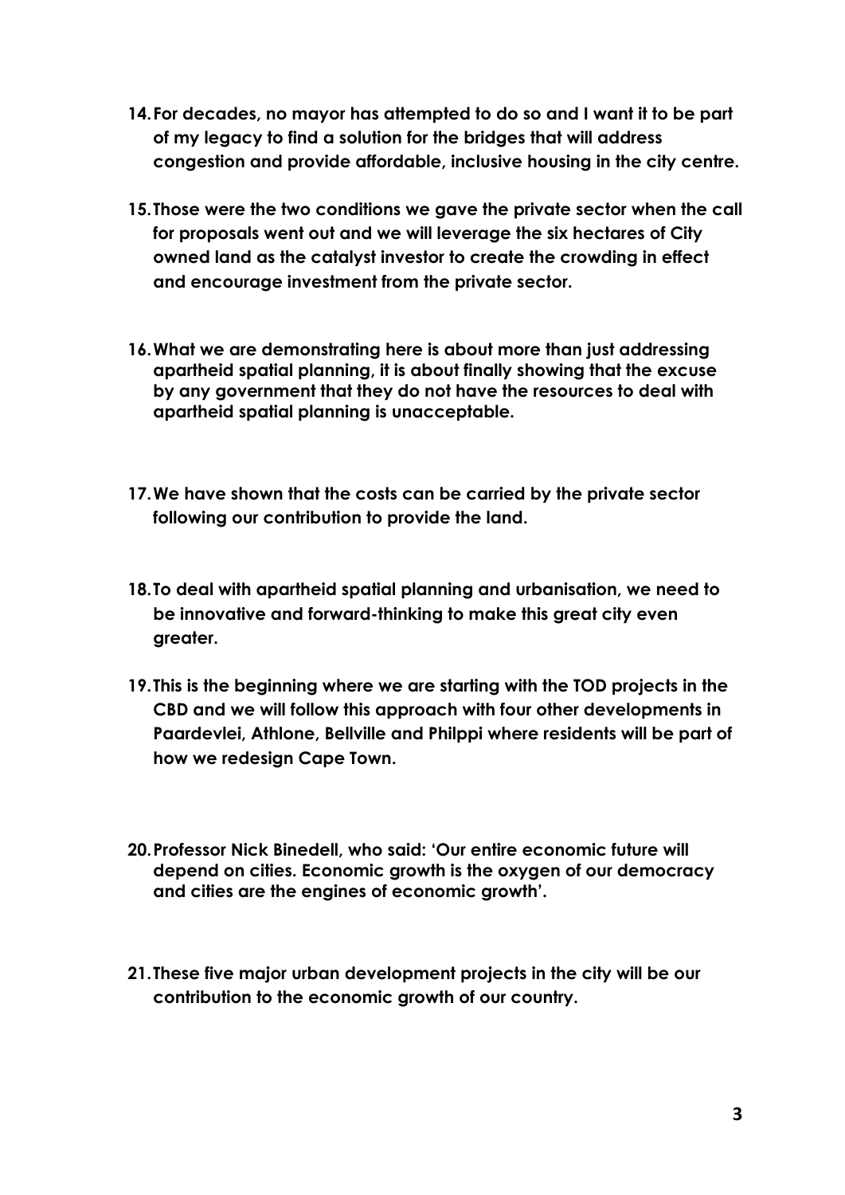14. **For decades, no mayor has attempted to do so and I want it to be part of my legacy to find a solution for the bridges that will address congestion and provide affordable, inclusive housing in the city centre.**

15. **Those were the two conditions we gave the private sector when the call for proposals went out and we will leverage the six hectares of City owned land as the catalyst investor to create the crowding in effect and encourage investment from the private sector.**

16. **What we are demonstrating here is about more than just addressing apartheid spatial planning, it is about finally showing that the excuse by any government that they do not have the resources to deal with apartheid spatial planning is unacceptable.**

17. **We have shown that the costs can be carried by the private sector following our contribution to provide the land.**

18. **To deal with apartheid spatial planning and urbanisation, we need to be innovative and forward-thinking to make this great city even greater.**

19. **This is the beginning where we are starting with the TOD projects in the CBD and we will follow this approach with four other developments in Paardevlei, Athlone, Bellville and Philppi where residents will be part of how we redesign Cape Town.**

20. **Professor Nick Binedell, who said: 'Our entire economic future will depend on cities. Economic growth is the oxygen of our democracy and cities are the engines of economic growth'.**

21. **These five major urban development projects in the city will be our contribution to the economic growth of our country.**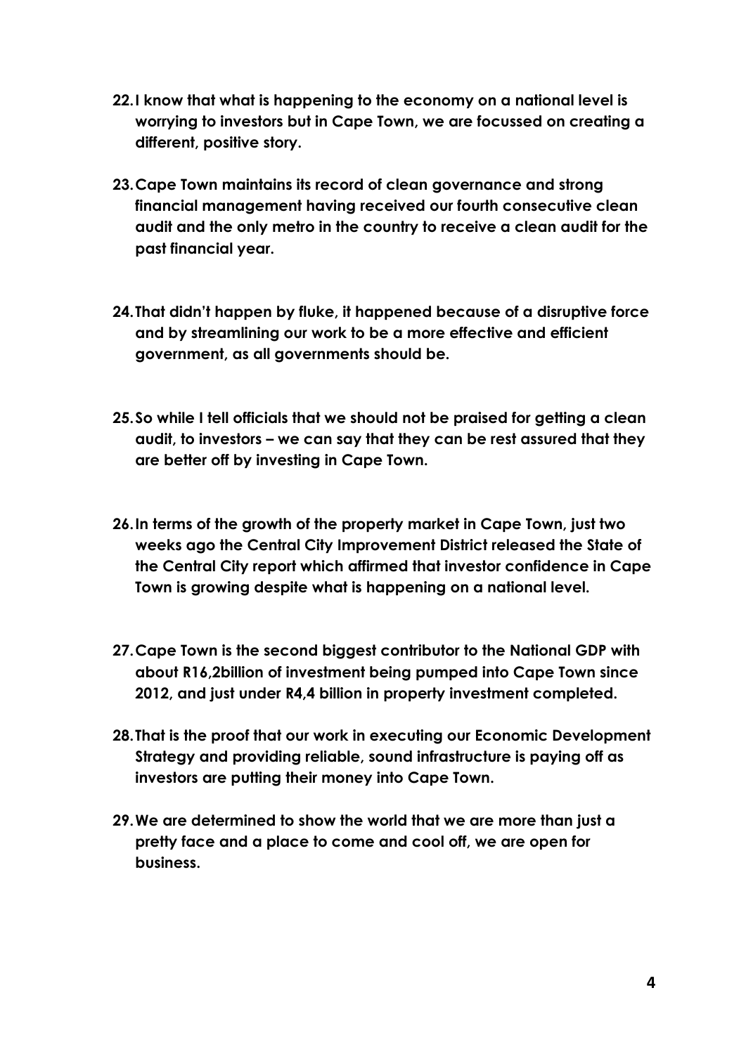22. **I know that what is happening to the economy on a national level is worrying to investors but in Cape Town, we are focussed on creating a different, positive story.**

23. **Cape Town maintains its record of clean governance and strong financial management having received our fourth consecutive clean audit and the only metro in the country to receive a clean audit for the past financial year.**

24. **That didn't happen by fluke, it happened because of a disruptive force and by streamlining our work to be a more effective and efficient government, as all governments should be.**

25. **So while I tell officials that we should not be praised for getting a clean audit, to investors – we can say that they can be rest assured that they are better off by investing in Cape Town.**

26. **In terms of the growth of the property market in Cape Town, just two weeks ago the Central City Improvement District released the State of the Central City report which affirmed that investor confidence in Cape Town is growing despite what is happening on a national level.**

27. **Cape Town is the second biggest contributor to the National GDP with about R16,2billion of investment being pumped into Cape Town since 2012, and just under R4,4 billion in property investment completed.**

28. **That is the proof that our work in executing our Economic Development Strategy and providing reliable, sound infrastructure is paying off as investors are putting their money into Cape Town.**

29. **We are determined to show the world that we are more than just a pretty face and a place to come and cool off, we are open for business.**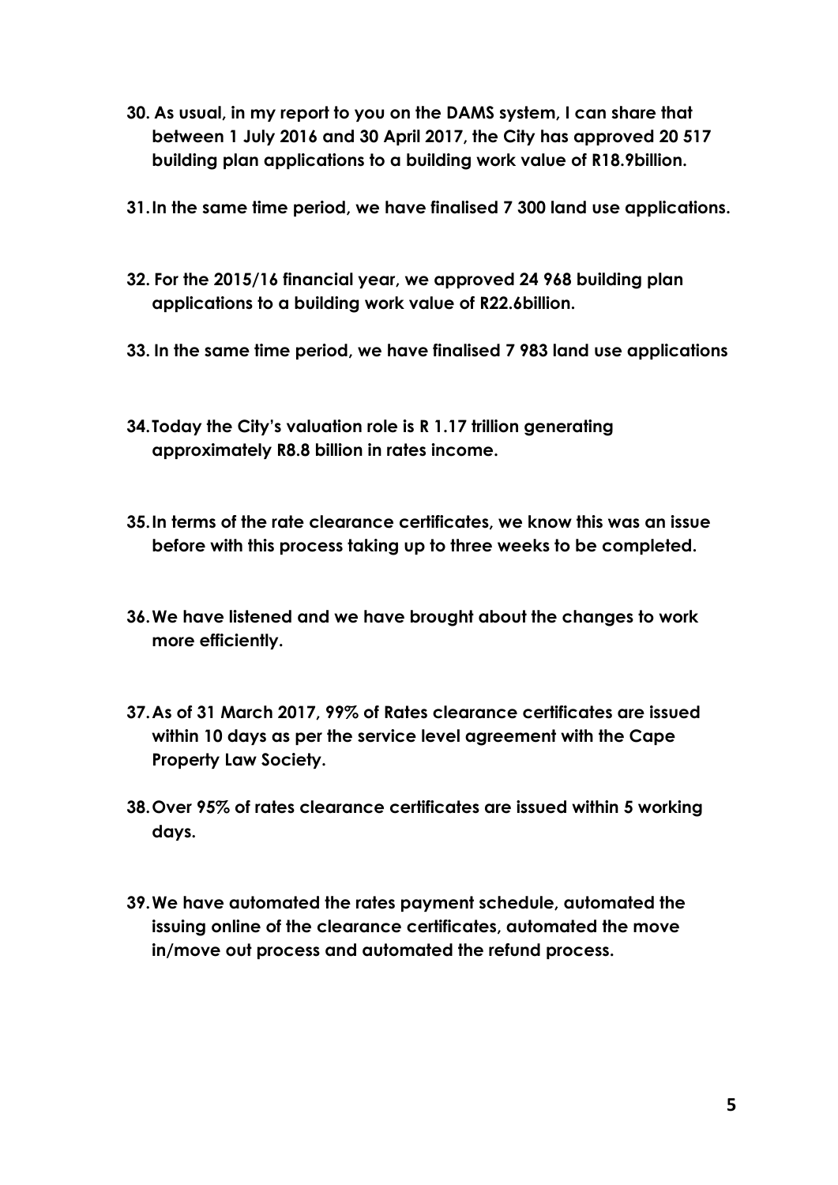30. **As usual, in my report to you on the DAMS system, I can share that between 1 July 2016 and 30 April 2017, the City has approved 20 517 building plan applications to a building work value of R18.9billion.**

31. **In the same time period, we have finalised 7 300 land use applications.**

32. **For the 2015/16 financial year, we approved 24 968 building plan applications to a building work value of R22.6billion.**

33. **In the same time period, we have finalised 7 983 land use applications**

34. **Today the City's valuation role is R 1.17 trillion generating approximately R8.8 billion in rates income.**

35. **In terms of the rate clearance certificates, we know this was an issue before with this process taking up to three weeks to be completed.**

36. **We have listened and we have brought about the changes to work more efficiently.**

37. **As of 31 March 2017, 99% of Rates clearance certificates are issued within 10 days as per the service level agreement with the Cape Property Law Society.**

38. **Over 95% of rates clearance certificates are issued within 5 working days.**

39. **We have automated the rates payment schedule, automated the issuing online of the clearance certificates, automated the move in/move out process and automated the refund process.**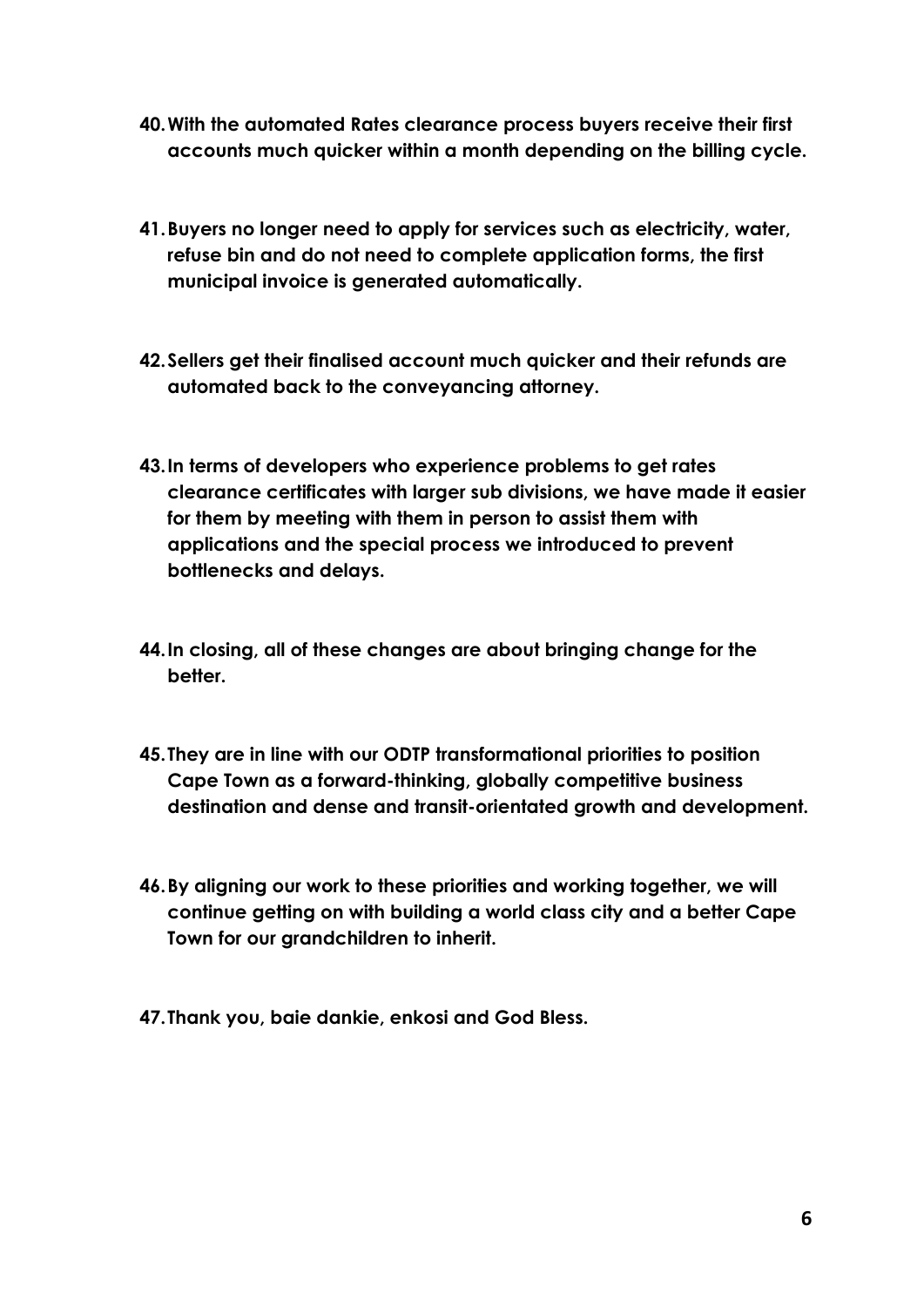40. **With the automated Rates clearance process buyers receive their first accounts much quicker within a month depending on the billing cycle.**

41. **Buyers no longer need to apply for services such as electricity, water, refuse bin and do not need to complete application forms, the first municipal invoice is generated automatically.**

42. **Sellers get their finalised account much quicker and their refunds are automated back to the conveyancing attorney.**

43. **In terms of developers who experience problems to get rates clearance certificates with larger sub divisions, we have made it easier for them by meeting with them in person to assist them with applications and the special process we introduced to prevent bottlenecks and delays.**

44. **In closing, all of these changes are about bringing change for the better.**

45. **They are in line with our ODTP transformational priorities to position Cape Town as a forward-thinking, globally competitive business destination and dense and transit-orientated growth and development.**

46. **By aligning our work to these priorities and working together, we will continue getting on with building a world class city and a better Cape Town for our grandchildren to inherit.**

47. **Thank you, baie dankie, enkosi and God Bless.**